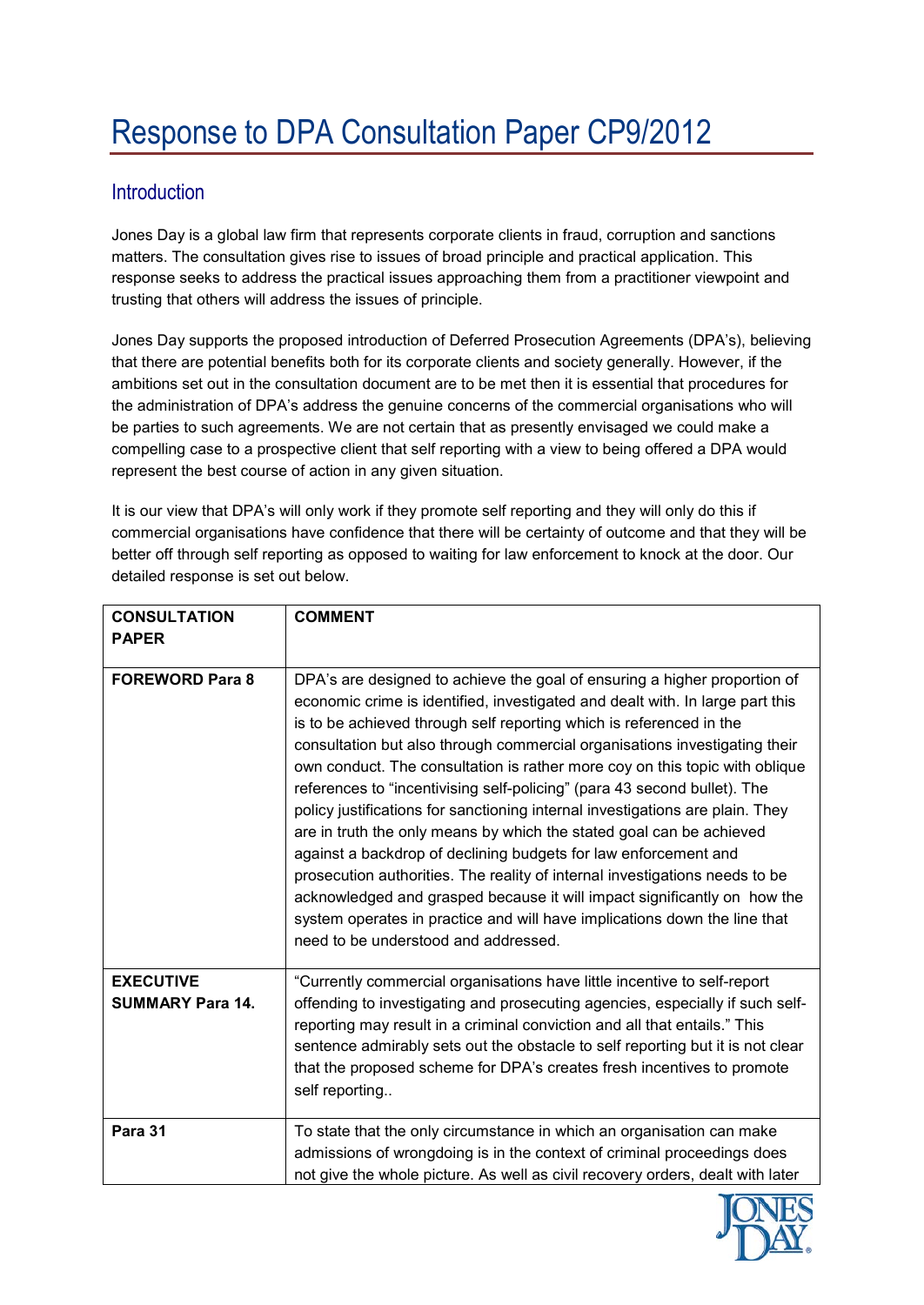# Response to DPA Consultation Paper CP9/2012

## Introduction

Jones Day is a global law firm that represents corporate clients in fraud, corruption and sanctions matters. The consultation gives rise to issues of broad principle and practical application. This response seeks to address the practical issues approaching them from a practitioner viewpoint and trusting that others will address the issues of principle.

Jones Day supports the proposed introduction of Deferred Prosecution Agreements (DPA's), believing that there are potential benefits both for its corporate clients and society generally. However, if the ambitions set out in the consultation document are to be met then it is essential that procedures for the administration of DPA's address the genuine concerns of the commercial organisations who will be parties to such agreements. We are not certain that as presently envisaged we could make a compelling case to a prospective client that self reporting with a view to being offered a DPA would represent the best course of action in any given situation.

It is our view that DPA's will only work if they promote self reporting and they will only do this if commercial organisations have confidence that there will be certainty of outcome and that they will be better off through self reporting as opposed to waiting for law enforcement to knock at the door. Our detailed response is set out below.

| CONSULTATION PAPER | COMMENT |
|---|---|
| **FOREWORD Para 8** | DPA's are designed to achieve the goal of ensuring a higher proportion of economic crime is identified, investigated and dealt with. In large part this is to be achieved through self reporting which is referenced in the consultation but also through commercial organisations investigating their own conduct. The consultation is rather more coy on this topic with oblique references to "incentivising self-policing" (para 43 second bullet). The policy justifications for sanctioning internal investigations are plain. They are in truth the only means by which the stated goal can be achieved against a backdrop of declining budgets for law enforcement and prosecution authorities. The reality of internal investigations needs to be acknowledged and grasped because it will impact significantly on how the system operates in practice and will have implications down the line that need to be understood and addressed. |
| **EXECUTIVE SUMMARY Para 14.** | "Currently commercial organisations have little incentive to self-report offending to investigating and prosecuting agencies, especially if such self-reporting may result in a criminal conviction and all that entails." This sentence admirably sets out the obstacle to self reporting but it is not clear that the proposed scheme for DPA's creates fresh incentives to promote self reporting.. |
| **Para 31** | To state that the only circumstance in which an organisation can make admissions of wrongdoing is in the context of criminal proceedings does not give the whole picture. As well as civil recovery orders, dealt with later |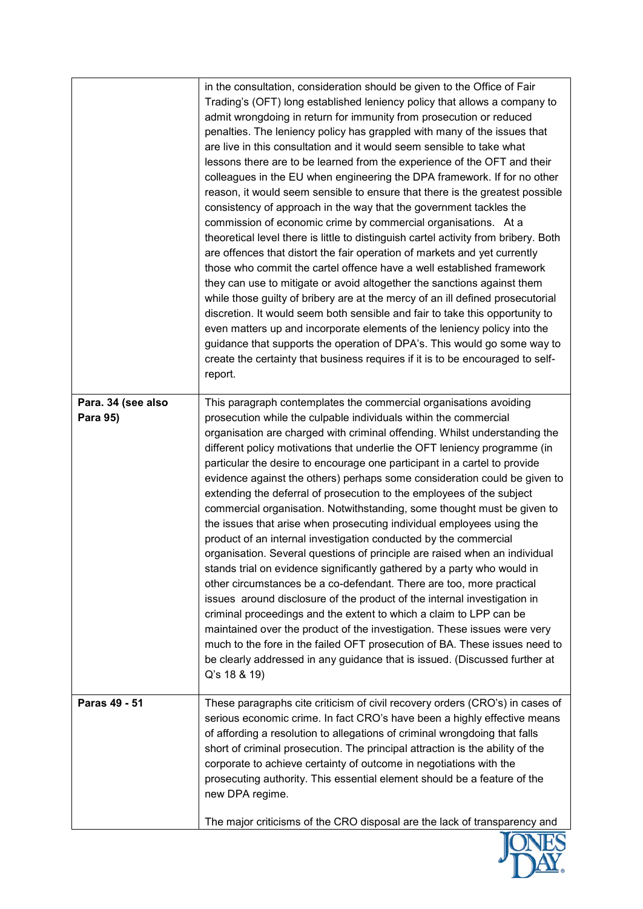| | |
|---|---|
| | in the consultation, consideration should be given to the Office of Fair Trading's (OFT) long established leniency policy that allows a company to admit wrongdoing in return for immunity from prosecution or reduced penalties. The leniency policy has grappled with many of the issues that are live in this consultation and it would seem sensible to take what lessons there are to be learned from the experience of the OFT and their colleagues in the EU when engineering the DPA framework. If for no other reason, it would seem sensible to ensure that there is the greatest possible consistency of approach in the way that the government tackles the commission of economic crime by commercial organisations. At a theoretical level there is little to distinguish cartel activity from bribery. Both are offences that distort the fair operation of markets and yet currently those who commit the cartel offence have a well established framework they can use to mitigate or avoid altogether the sanctions against them while those guilty of bribery are at the mercy of an ill defined prosecutorial discretion. It would seem both sensible and fair to take this opportunity to even matters up and incorporate elements of the leniency policy into the guidance that supports the operation of DPA's. This would go some way to create the certainty that business requires if it is to be encouraged to self-report. |
| **Para. 34 (see also Para 95)** | This paragraph contemplates the commercial organisations avoiding prosecution while the culpable individuals within the commercial organisation are charged with criminal offending. Whilst understanding the different policy motivations that underlie the OFT leniency programme (in particular the desire to encourage one participant in a cartel to provide evidence against the others) perhaps some consideration could be given to extending the deferral of prosecution to the employees of the subject commercial organisation. Notwithstanding, some thought must be given to the issues that arise when prosecuting individual employees using the product of an internal investigation conducted by the commercial organisation. Several questions of principle are raised when an individual stands trial on evidence significantly gathered by a party who would in other circumstances be a co-defendant. There are too, more practical issues around disclosure of the product of the internal investigation in criminal proceedings and the extent to which a claim to LPP can be maintained over the product of the investigation. These issues were very much to the fore in the failed OFT prosecution of BA. These issues need to be clearly addressed in any guidance that is issued. (Discussed further at Q's 18 & 19) |
| **Paras 49 - 51** | These paragraphs cite criticism of civil recovery orders (CRO's) in cases of serious economic crime. In fact CRO's have been a highly effective means of affording a resolution to allegations of criminal wrongdoing that falls short of criminal prosecution. The principal attraction is the ability of the corporate to achieve certainty of outcome in negotiations with the prosecuting authority. This essential element should be a feature of the new DPA regime.<br><br>The major criticisms of the CRO disposal are the lack of transparency and |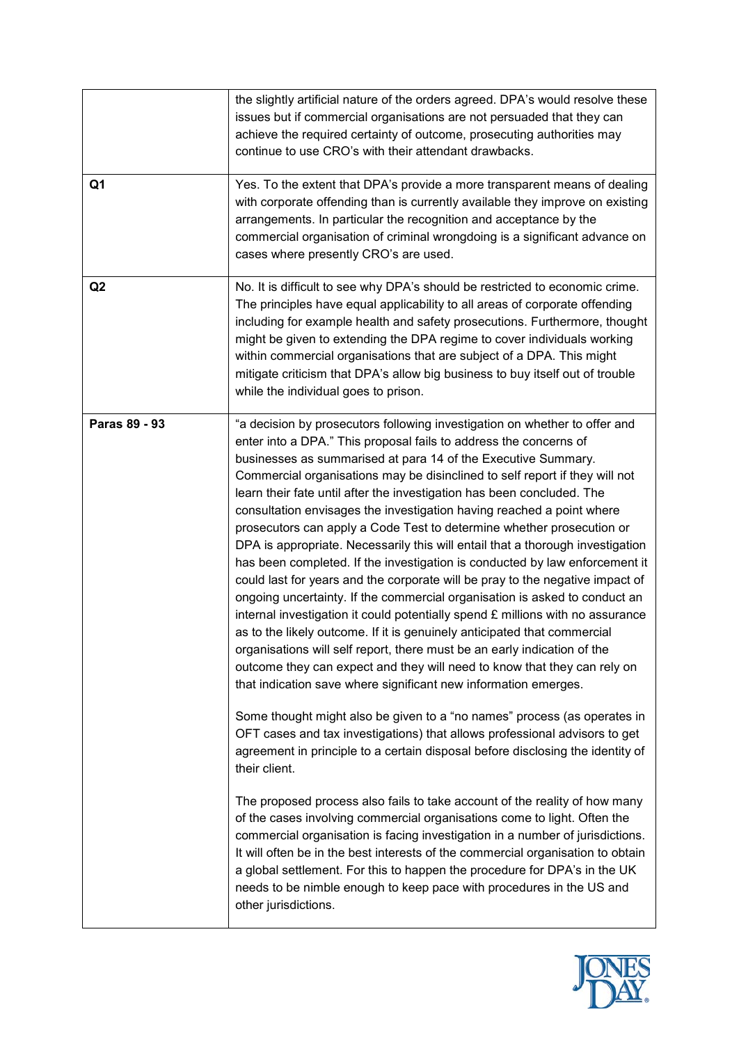| | |
|---|---|
| | the slightly artificial nature of the orders agreed. DPA's would resolve these issues but if commercial organisations are not persuaded that they can achieve the required certainty of outcome, prosecuting authorities may continue to use CRO's with their attendant drawbacks. |
| **Q1** | Yes. To the extent that DPA's provide a more transparent means of dealing with corporate offending than is currently available they improve on existing arrangements. In particular the recognition and acceptance by the commercial organisation of criminal wrongdoing is a significant advance on cases where presently CRO's are used. |
| **Q2** | No. It is difficult to see why DPA's should be restricted to economic crime. The principles have equal applicability to all areas of corporate offending including for example health and safety prosecutions. Furthermore, thought might be given to extending the DPA regime to cover individuals working within commercial organisations that are subject of a DPA. This might mitigate criticism that DPA's allow big business to buy itself out of trouble while the individual goes to prison. |
| **Paras 89 - 93** | "a decision by prosecutors following investigation on whether to offer and enter into a DPA." This proposal fails to address the concerns of businesses as summarised at para 14 of the Executive Summary. Commercial organisations may be disinclined to self report if they will not learn their fate until after the investigation has been concluded. The consultation envisages the investigation having reached a point where prosecutors can apply a Code Test to determine whether prosecution or DPA is appropriate. Necessarily this will entail that a thorough investigation has been completed. If the investigation is conducted by law enforcement it could last for years and the corporate will be pray to the negative impact of ongoing uncertainty. If the commercial organisation is asked to conduct an internal investigation it could potentially spend £ millions with no assurance as to the likely outcome. If it is genuinely anticipated that commercial organisations will self report, there must be an early indication of the outcome they can expect and they will need to know that they can rely on that indication save where significant new information emerges.<br><br>Some thought might also be given to a "no names" process (as operates in OFT cases and tax investigations) that allows professional advisors to get agreement in principle to a certain disposal before disclosing the identity of their client.<br><br>The proposed process also fails to take account of the reality of how many of the cases involving commercial organisations come to light. Often the commercial organisation is facing investigation in a number of jurisdictions. It will often be in the best interests of the commercial organisation to obtain a global settlement. For this to happen the procedure for DPA's in the UK needs to be nimble enough to keep pace with procedures in the US and other jurisdictions. |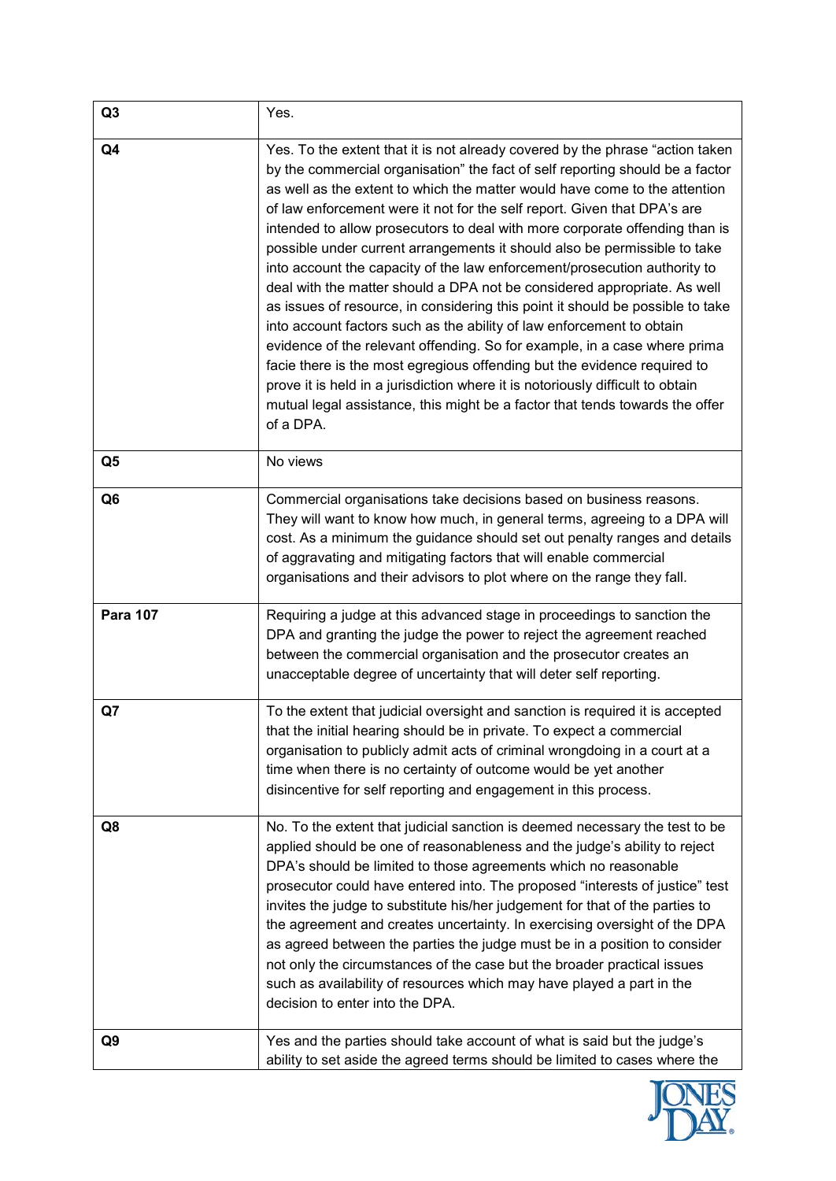| | |
|---|---|
| Q3 | Yes. |
| Q4 | Yes. To the extent that it is not already covered by the phrase "action taken by the commercial organisation" the fact of self reporting should be a factor as well as the extent to which the matter would have come to the attention of law enforcement were it not for the self report. Given that DPA's are intended to allow prosecutors to deal with more corporate offending than is possible under current arrangements it should also be permissible to take into account the capacity of the law enforcement/prosecution authority to deal with the matter should a DPA not be considered appropriate. As well as issues of resource, in considering this point it should be possible to take into account factors such as the ability of law enforcement to obtain evidence of the relevant offending. So for example, in a case where prima facie there is the most egregious offending but the evidence required to prove it is held in a jurisdiction where it is notoriously difficult to obtain mutual legal assistance, this might be a factor that tends towards the offer of a DPA. |
| Q5 | No views |
| Q6 | Commercial organisations take decisions based on business reasons. They will want to know how much, in general terms, agreeing to a DPA will cost. As a minimum the guidance should set out penalty ranges and details of aggravating and mitigating factors that will enable commercial organisations and their advisors to plot where on the range they fall. |
| **Para 107** | Requiring a judge at this advanced stage in proceedings to sanction the DPA and granting the judge the power to reject the agreement reached between the commercial organisation and the prosecutor creates an unacceptable degree of uncertainty that will deter self reporting. |
| Q7 | To the extent that judicial oversight and sanction is required it is accepted that the initial hearing should be in private. To expect a commercial organisation to publicly admit acts of criminal wrongdoing in a court at a time when there is no certainty of outcome would be yet another disincentive for self reporting and engagement in this process. |
| Q8 | No. To the extent that judicial sanction is deemed necessary the test to be applied should be one of reasonableness and the judge's ability to reject DPA's should be limited to those agreements which no reasonable prosecutor could have entered into. The proposed "interests of justice" test invites the judge to substitute his/her judgement for that of the parties to the agreement and creates uncertainty. In exercising oversight of the DPA as agreed between the parties the judge must be in a position to consider not only the circumstances of the case but the broader practical issues such as availability of resources which may have played a part in the decision to enter into the DPA. |
| Q9 | Yes and the parties should take account of what is said but the judge's ability to set aside the agreed terms should be limited to cases where the |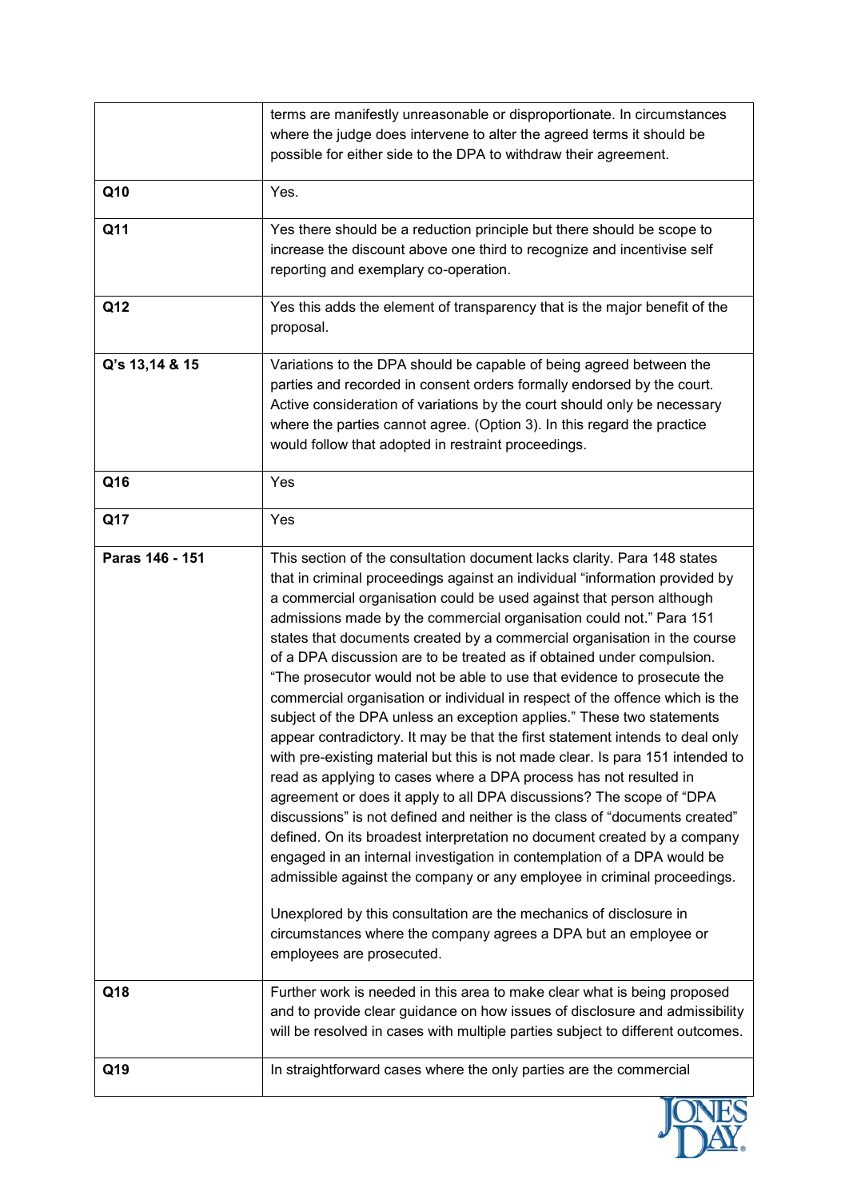| | |
|---|---|
| | terms are manifestly unreasonable or disproportionate. In circumstances where the judge does intervene to alter the agreed terms it should be possible for either side to the DPA to withdraw their agreement. |
| **Q10** | Yes. |
| **Q11** | Yes there should be a reduction principle but there should be scope to increase the discount above one third to recognize and incentivise self reporting and exemplary co-operation. |
| **Q12** | Yes this adds the element of transparency that is the major benefit of the proposal. |
| **Q's 13,14 & 15** | Variations to the DPA should be capable of being agreed between the parties and recorded in consent orders formally endorsed by the court. Active consideration of variations by the court should only be necessary where the parties cannot agree. (Option 3). In this regard the practice would follow that adopted in restraint proceedings. |
| **Q16** | Yes |
| **Q17** | Yes |
| **Paras 146 - 151** | This section of the consultation document lacks clarity. Para 148 states that in criminal proceedings against an individual "information provided by a commercial organisation could be used against that person although admissions made by the commercial organisation could not." Para 151 states that documents created by a commercial organisation in the course of a DPA discussion are to be treated as if obtained under compulsion. "The prosecutor would not be able to use that evidence to prosecute the commercial organisation or individual in respect of the offence which is the subject of the DPA unless an exception applies." These two statements appear contradictory. It may be that the first statement intends to deal only with pre-existing material but this is not made clear. Is para 151 intended to read as applying to cases where a DPA process has not resulted in agreement or does it apply to all DPA discussions? The scope of "DPA discussions" is not defined and neither is the class of "documents created" defined. On its broadest interpretation no document created by a company engaged in an internal investigation in contemplation of a DPA would be admissible against the company or any employee in criminal proceedings.<br><br>Unexplored by this consultation are the mechanics of disclosure in circumstances where the company agrees a DPA but an employee or employees are prosecuted. |
| **Q18** | Further work is needed in this area to make clear what is being proposed and to provide clear guidance on how issues of disclosure and admissibility will be resolved in cases with multiple parties subject to different outcomes. |
| **Q19** | In straightforward cases where the only parties are the commercial |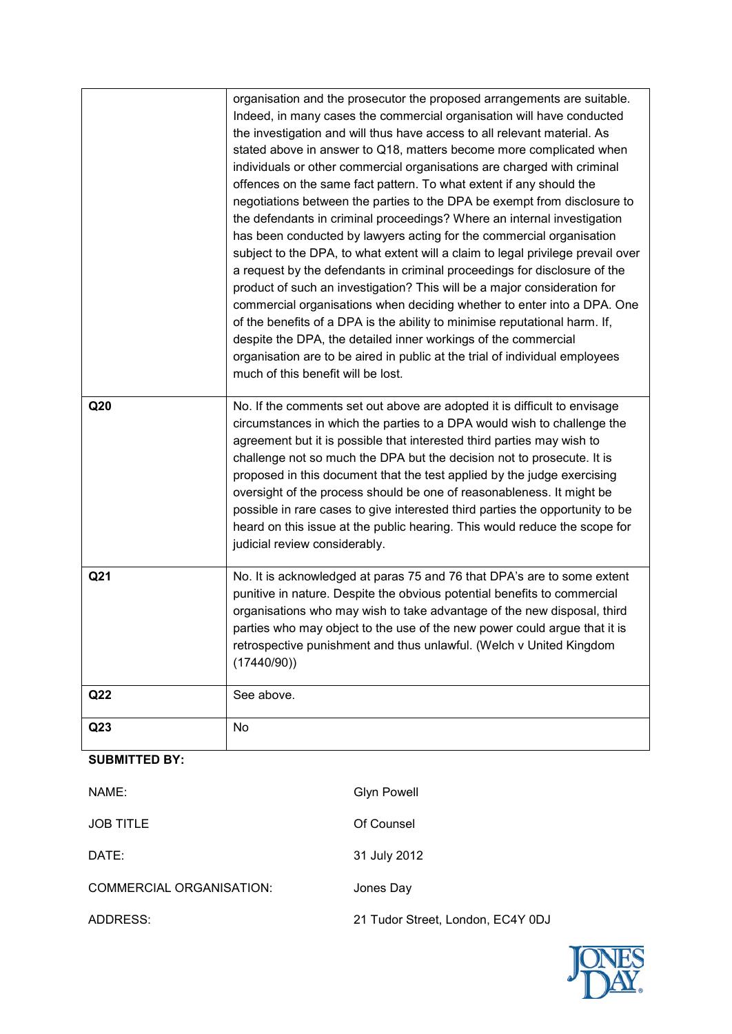| | |
|---|---|
| | organisation and the prosecutor the proposed arrangements are suitable. Indeed, in many cases the commercial organisation will have conducted the investigation and will thus have access to all relevant material. As stated above in answer to Q18, matters become more complicated when individuals or other commercial organisations are charged with criminal offences on the same fact pattern. To what extent if any should the negotiations between the parties to the DPA be exempt from disclosure to the defendants in criminal proceedings? Where an internal investigation has been conducted by lawyers acting for the commercial organisation subject to the DPA, to what extent will a claim to legal privilege prevail over a request by the defendants in criminal proceedings for disclosure of the product of such an investigation? This will be a major consideration for commercial organisations when deciding whether to enter into a DPA. One of the benefits of a DPA is the ability to minimise reputational harm. If, despite the DPA, the detailed inner workings of the commercial organisation are to be aired in public at the trial of individual employees much of this benefit will be lost. |
| **Q20** | No. If the comments set out above are adopted it is difficult to envisage circumstances in which the parties to a DPA would wish to challenge the agreement but it is possible that interested third parties may wish to challenge not so much the DPA but the decision not to prosecute. It is proposed in this document that the test applied by the judge exercising oversight of the process should be one of reasonableness. It might be possible in rare cases to give interested third parties the opportunity to be heard on this issue at the public hearing. This would reduce the scope for judicial review considerably. |
| **Q21** | No. It is acknowledged at paras 75 and 76 that DPA's are to some extent punitive in nature. Despite the obvious potential benefits to commercial organisations who may wish to take advantage of the new disposal, third parties who may object to the use of the new power could argue that it is retrospective punishment and thus unlawful. (Welch v United Kingdom (17440/90)) |
| **Q22** | See above. |
| **Q23** | No |

**SUBMITTED BY:**

| | |
|---|---|
| NAME: | Glyn Powell |
| JOB TITLE | Of Counsel |
| DATE: | 31 July 2012 |
| COMMERCIAL ORGANISATION: | Jones Day |
| ADDRESS: | 21 Tudor Street, London, EC4Y 0DJ |

JONES DAY